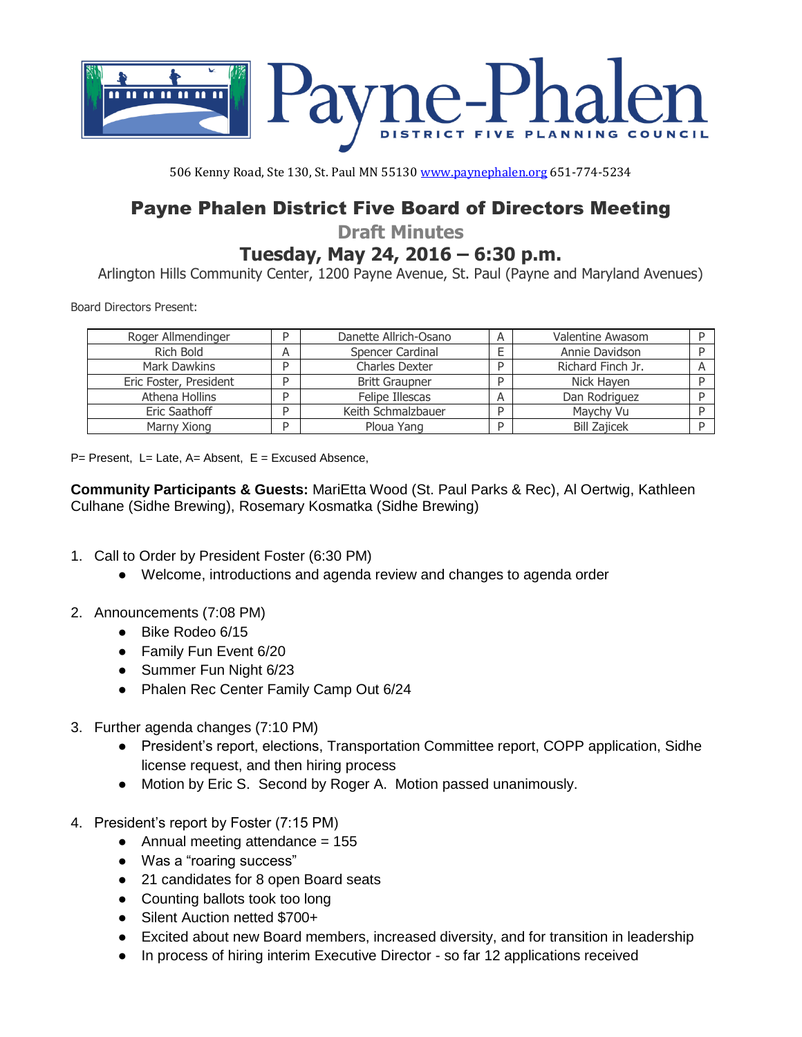# Payne-Phalen

DISTRICT FIVE PLANNING COUNCIL

506 Kenny Road, Ste 130, St. Paul MN 55130 www.paynephalen.org 651-774-5234

## Payne Phalen District Five Board of Directors Meeting

### Draft Minutes

### Tuesday, May 24, 2016 – 6:30 p.m.

Arlington Hills Community Center, 1200 Payne Avenue, St. Paul (Payne and Maryland Avenues)

Board Directors Present:

| Name | | Name | | Name | |
|---|---|---|---|---|---|
| Roger Allmendinger | P | Danette Allrich-Osano | A | Valentine Awasom | P |
| Rich Bold | A | Spencer Cardinal | E | Annie Davidson | P |
| Mark Dawkins | P | Charles Dexter | P | Richard Finch Jr. | A |
| Eric Foster, President | P | Britt Graupner | P | Nick Hayen | P |
| Athena Hollins | P | Felipe Illescas | A | Dan Rodriguez | P |
| Eric Saathoff | P | Keith Schmalzbauer | P | Maychy Vu | P |
| Marny Xiong | P | Ploua Yang | P | Bill Zajicek | P |

P= Present, L= Late, A= Absent, E = Excused Absence,

**Community Participants & Guests:** MariEtta Wood (St. Paul Parks & Rec), Al Oertwig, Kathleen Culhane (Sidhe Brewing), Rosemary Kosmatka (Sidhe Brewing)

1. Call to Order by President Foster (6:30 PM)
   - Welcome, introductions and agenda review and changes to agenda order
2. Announcements (7:08 PM)
   - Bike Rodeo 6/15
   - Family Fun Event 6/20
   - Summer Fun Night 6/23
   - Phalen Rec Center Family Camp Out 6/24
3. Further agenda changes (7:10 PM)
   - President's report, elections, Transportation Committee report, COPP application, Sidhe license request, and then hiring process
   - Motion by Eric S. Second by Roger A. Motion passed unanimously.
4. President's report by Foster (7:15 PM)
   - Annual meeting attendance = 155
   - Was a "roaring success"
   - 21 candidates for 8 open Board seats
   - Counting ballots took too long
   - Silent Auction netted $700+
   - Excited about new Board members, increased diversity, and for transition in leadership
   - In process of hiring interim Executive Director - so far 12 applications received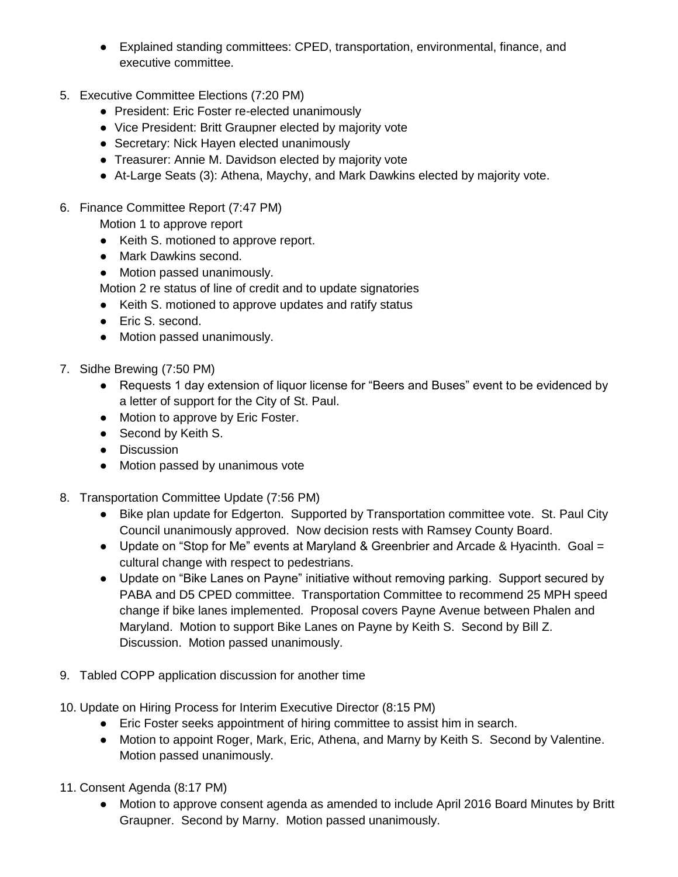- Explained standing committees: CPED, transportation, environmental, finance, and executive committee.

5. Executive Committee Elections (7:20 PM)
   - President: Eric Foster re-elected unanimously
   - Vice President: Britt Graupner elected by majority vote
   - Secretary: Nick Hayen elected unanimously
   - Treasurer: Annie M. Davidson elected by majority vote
   - At-Large Seats (3): Athena, Maychy, and Mark Dawkins elected by majority vote.

6. Finance Committee Report (7:47 PM)

   Motion 1 to approve report
   - Keith S. motioned to approve report.
   - Mark Dawkins second.
   - Motion passed unanimously.

   Motion 2 re status of line of credit and to update signatories
   - Keith S. motioned to approve updates and ratify status
   - Eric S. second.
   - Motion passed unanimously.

7. Sidhe Brewing (7:50 PM)
   - Requests 1 day extension of liquor license for "Beers and Buses" event to be evidenced by a letter of support for the City of St. Paul.
   - Motion to approve by Eric Foster.
   - Second by Keith S.
   - Discussion
   - Motion passed by unanimous vote

8. Transportation Committee Update (7:56 PM)
   - Bike plan update for Edgerton. Supported by Transportation committee vote. St. Paul City Council unanimously approved. Now decision rests with Ramsey County Board.
   - Update on "Stop for Me" events at Maryland & Greenbrier and Arcade & Hyacinth. Goal = cultural change with respect to pedestrians.
   - Update on "Bike Lanes on Payne" initiative without removing parking. Support secured by PABA and D5 CPED committee. Transportation Committee to recommend 25 MPH speed change if bike lanes implemented. Proposal covers Payne Avenue between Phalen and Maryland. Motion to support Bike Lanes on Payne by Keith S. Second by Bill Z. Discussion. Motion passed unanimously.

9. Tabled COPP application discussion for another time

10. Update on Hiring Process for Interim Executive Director (8:15 PM)
    - Eric Foster seeks appointment of hiring committee to assist him in search.
    - Motion to appoint Roger, Mark, Eric, Athena, and Marny by Keith S. Second by Valentine. Motion passed unanimously.

11. Consent Agenda (8:17 PM)
    - Motion to approve consent agenda as amended to include April 2016 Board Minutes by Britt Graupner. Second by Marny. Motion passed unanimously.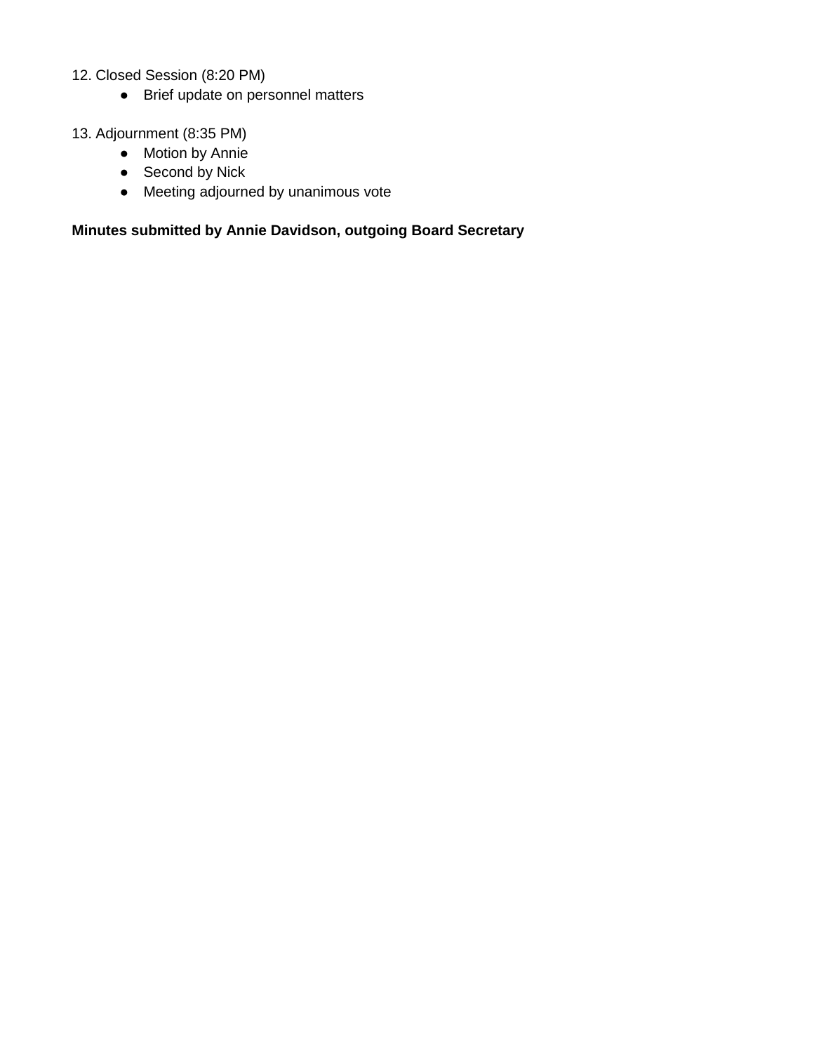12. Closed Session (8:20 PM)
    - Brief update on personnel matters

13. Adjournment (8:35 PM)
    - Motion by Annie
    - Second by Nick
    - Meeting adjourned by unanimous vote

**Minutes submitted by Annie Davidson, outgoing Board Secretary**